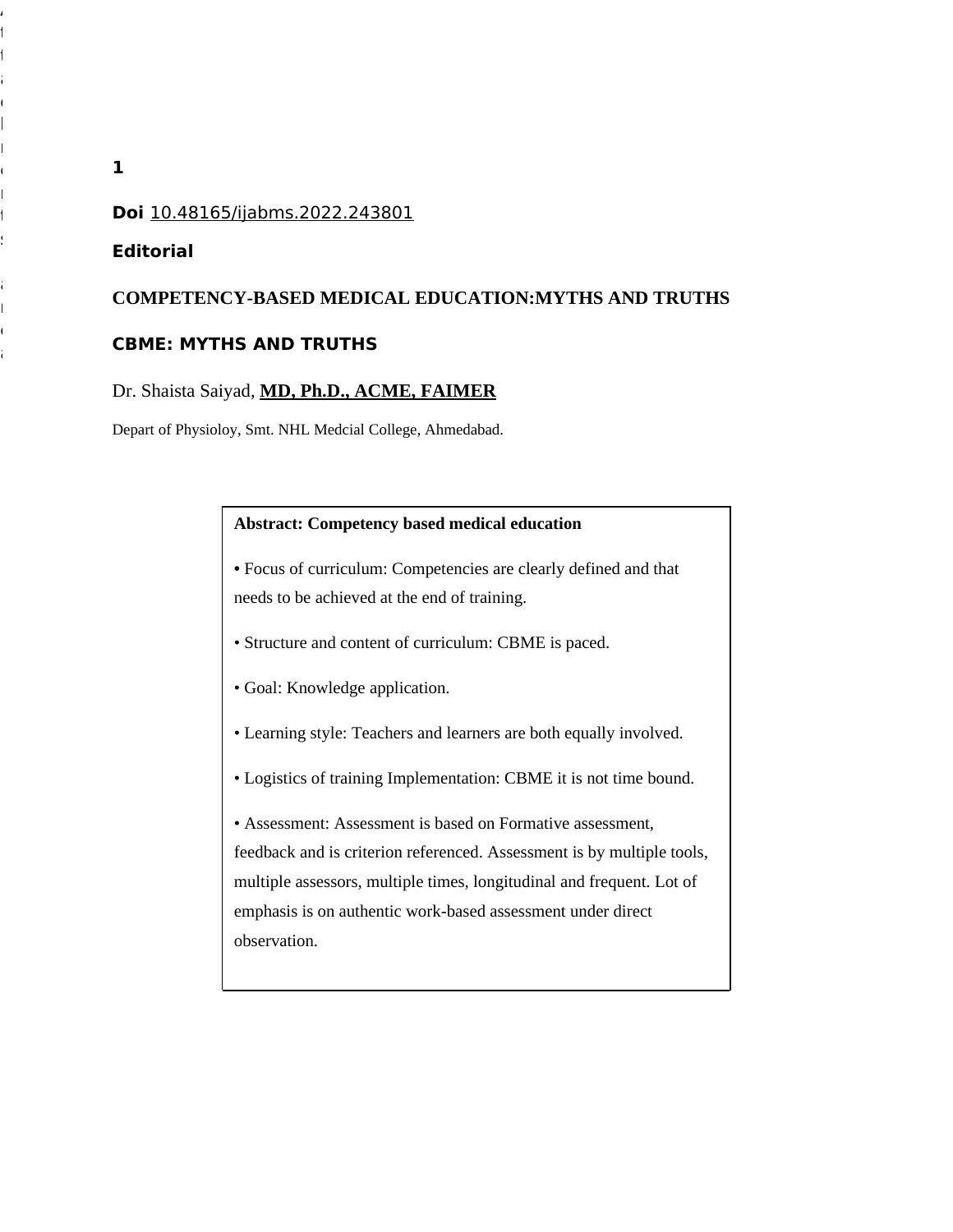**Doi** 10.48165/ijabms.2022.243801

**Editorial**

# COMPETENCY-BASED MEDICAL EDUCATION:MYTHS AND TRUTHS

## CBME: MYTHS AND TRUTHS

Dr. Shaista Saiyad, **MD, Ph.D., ACME, FAIMER**

Depart of Physioloy, Smt. NHL Medcial College, Ahmedabad.

**Abstract: Competency based medical education**

- Focus of curriculum: Competencies are clearly defined and that needs to be achieved at the end of training.
- Structure and content of curriculum: CBME is paced.
- Goal: Knowledge application.
- Learning style: Teachers and learners are both equally involved.
- Logistics of training Implementation: CBME it is not time bound.
- Assessment: Assessment is based on Formative assessment, feedback and is criterion referenced. Assessment is by multiple tools, multiple assessors, multiple times, longitudinal and frequent. Lot of emphasis is on authentic work-based assessment under direct observation.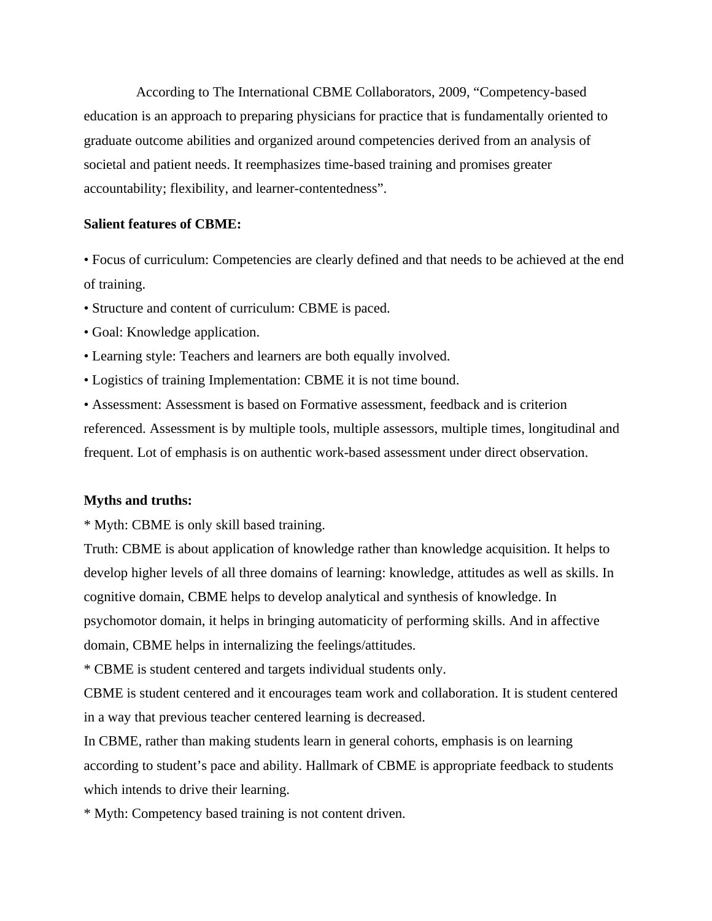According to The International CBME Collaborators, 2009, "Competency-based education is an approach to preparing physicians for practice that is fundamentally oriented to graduate outcome abilities and organized around competencies derived from an analysis of societal and patient needs. It reemphasizes time-based training and promises greater accountability; flexibility, and learner-contentedness".

**Salient features of CBME:**

• Focus of curriculum: Competencies are clearly defined and that needs to be achieved at the end of training.
• Structure and content of curriculum: CBME is paced.
• Goal: Knowledge application.
• Learning style: Teachers and learners are both equally involved.
• Logistics of training Implementation: CBME it is not time bound.
• Assessment: Assessment is based on Formative assessment, feedback and is criterion referenced. Assessment is by multiple tools, multiple assessors, multiple times, longitudinal and frequent. Lot of emphasis is on authentic work-based assessment under direct observation.

**Myths and truths:**

* Myth: CBME is only skill based training.
Truth: CBME is about application of knowledge rather than knowledge acquisition. It helps to develop higher levels of all three domains of learning: knowledge, attitudes as well as skills. In cognitive domain, CBME helps to develop analytical and synthesis of knowledge. In psychomotor domain, it helps in bringing automaticity of performing skills. And in affective domain, CBME helps in internalizing the feelings/attitudes.
* CBME is student centered and targets individual students only.
CBME is student centered and it encourages team work and collaboration. It is student centered in a way that previous teacher centered learning is decreased.
In CBME, rather than making students learn in general cohorts, emphasis is on learning according to student's pace and ability. Hallmark of CBME is appropriate feedback to students which intends to drive their learning.
* Myth: Competency based training is not content driven.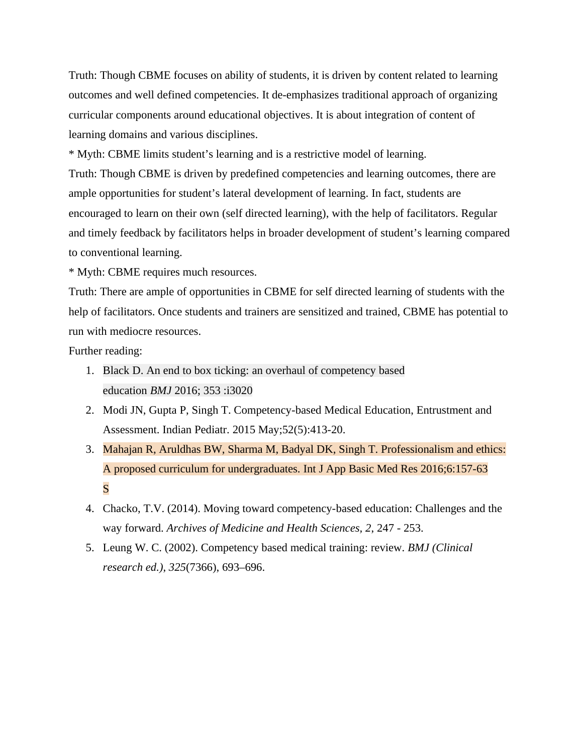Truth: Though CBME focuses on ability of students, it is driven by content related to learning outcomes and well defined competencies. It de-emphasizes traditional approach of organizing curricular components around educational objectives. It is about integration of content of learning domains and various disciplines.

* Myth: CBME limits student's learning and is a restrictive model of learning.

Truth: Though CBME is driven by predefined competencies and learning outcomes, there are ample opportunities for student's lateral development of learning. In fact, students are encouraged to learn on their own (self directed learning), with the help of facilitators. Regular and timely feedback by facilitators helps in broader development of student's learning compared to conventional learning.

* Myth: CBME requires much resources.

Truth: There are ample of opportunities in CBME for self directed learning of students with the help of facilitators. Once students and trainers are sensitized and trained, CBME has potential to run with mediocre resources.

Further reading:

1. Black D. An end to box ticking: an overhaul of competency based education *BMJ* 2016; 353 :i3020
2. Modi JN, Gupta P, Singh T. Competency-based Medical Education, Entrustment and Assessment. Indian Pediatr. 2015 May;52(5):413-20.
3. Mahajan R, Aruldhas BW, Sharma M, Badyal DK, Singh T. Professionalism and ethics: A proposed curriculum for undergraduates. Int J App Basic Med Res 2016;6:157-63 S
4. Chacko, T.V. (2014). Moving toward competency-based education: Challenges and the way forward. *Archives of Medicine and Health Sciences*, *2*, 247 - 253.
5. Leung W. C. (2002). Competency based medical training: review. *BMJ (Clinical research ed.)*, *325*(7366), 693–696.